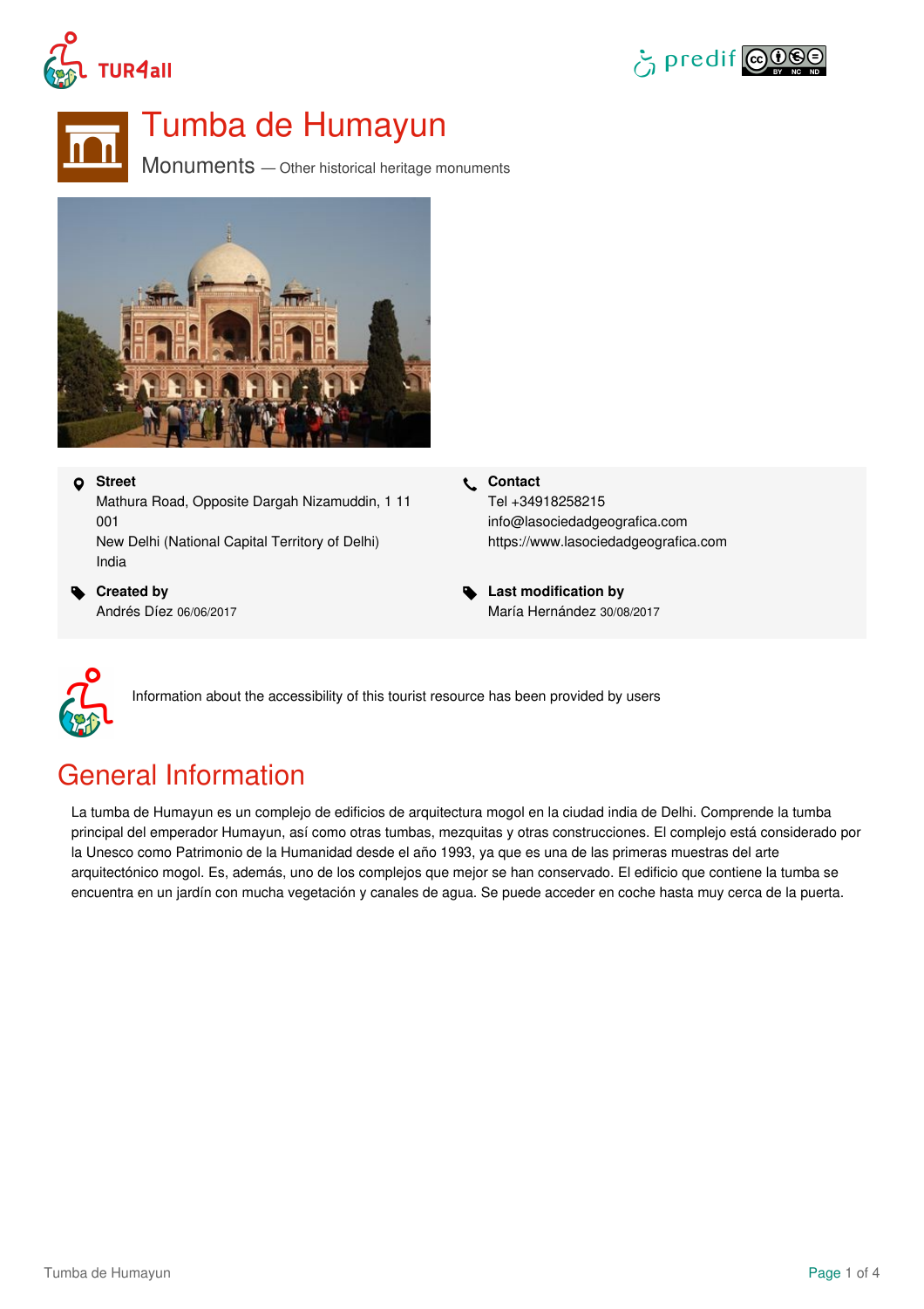# Tumba de Humayun

Monuments — Other historical heritage monuments

**Street**
Mathura Road, Opposite Dargah Nizamuddin, 1 11 001
New Delhi (National Capital Territory of Delhi)
India

**Contact**
Tel +34918258215
info@lasociedadgeografica.com
https://www.lasociedadgeografica.com

**Created by**
Andrés Díez 06/06/2017

**Last modification by**
María Hernández 30/08/2017

Information about the accessibility of this tourist resource has been provided by users

## General Information

La tumba de Humayun es un complejo de edificios de arquitectura mogol en la ciudad india de Delhi. Comprende la tumba principal del emperador Humayun, así como otras tumbas, mezquitas y otras construcciones. El complejo está considerado por la Unesco como Patrimonio de la Humanidad desde el año 1993, ya que es una de las primeras muestras del arte arquitectónico mogol. Es, además, uno de los complejos que mejor se han conservado. El edificio que contiene la tumba se encuentra en un jardín con mucha vegetación y canales de agua. Se puede acceder en coche hasta muy cerca de la puerta.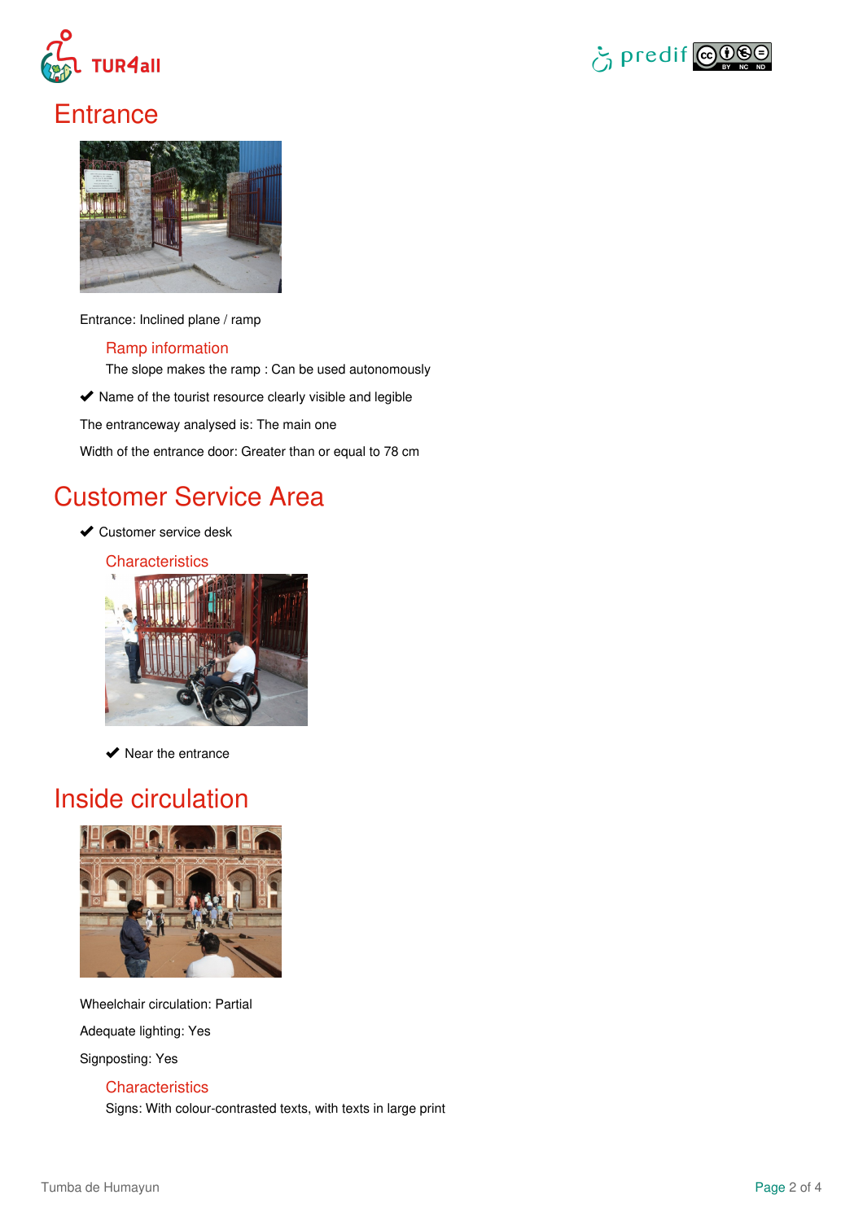# Entrance

Entrance: Inclined plane / ramp

### Ramp information

The slope makes the ramp : Can be used autonomously

✔ Name of the tourist resource clearly visible and legible

The entranceway analysed is: The main one

Width of the entrance door: Greater than or equal to 78 cm

# Customer Service Area

✔ Customer service desk

### Characteristics

✔ Near the entrance

# Inside circulation

Wheelchair circulation: Partial

Adequate lighting: Yes

Signposting: Yes

### Characteristics

Signs: With colour-contrasted texts, with texts in large print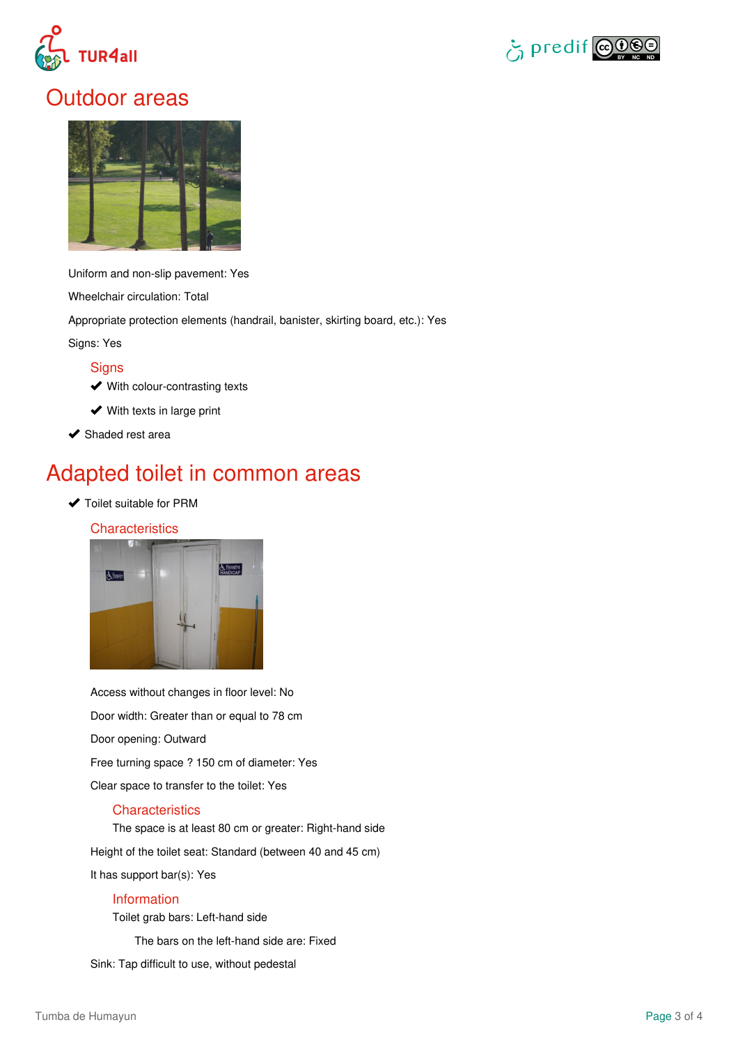# Outdoor areas

Uniform and non-slip pavement: Yes

Wheelchair circulation: Total

Appropriate protection elements (handrail, banister, skirting board, etc.): Yes

Signs: Yes

## Signs

- ✔ With colour-contrasting texts
- ✔ With texts in large print

✔ Shaded rest area

# Adapted toilet in common areas

✔ Toilet suitable for PRM

## Characteristics

Access without changes in floor level: No

Door width: Greater than or equal to 78 cm

Door opening: Outward

Free turning space ? 150 cm of diameter: Yes

Clear space to transfer to the toilet: Yes

### Characteristics

The space is at least 80 cm or greater: Right-hand side

Height of the toilet seat: Standard (between 40 and 45 cm)

It has support bar(s): Yes

### Information

Toilet grab bars: Left-hand side

The bars on the left-hand side are: Fixed

Sink: Tap difficult to use, without pedestal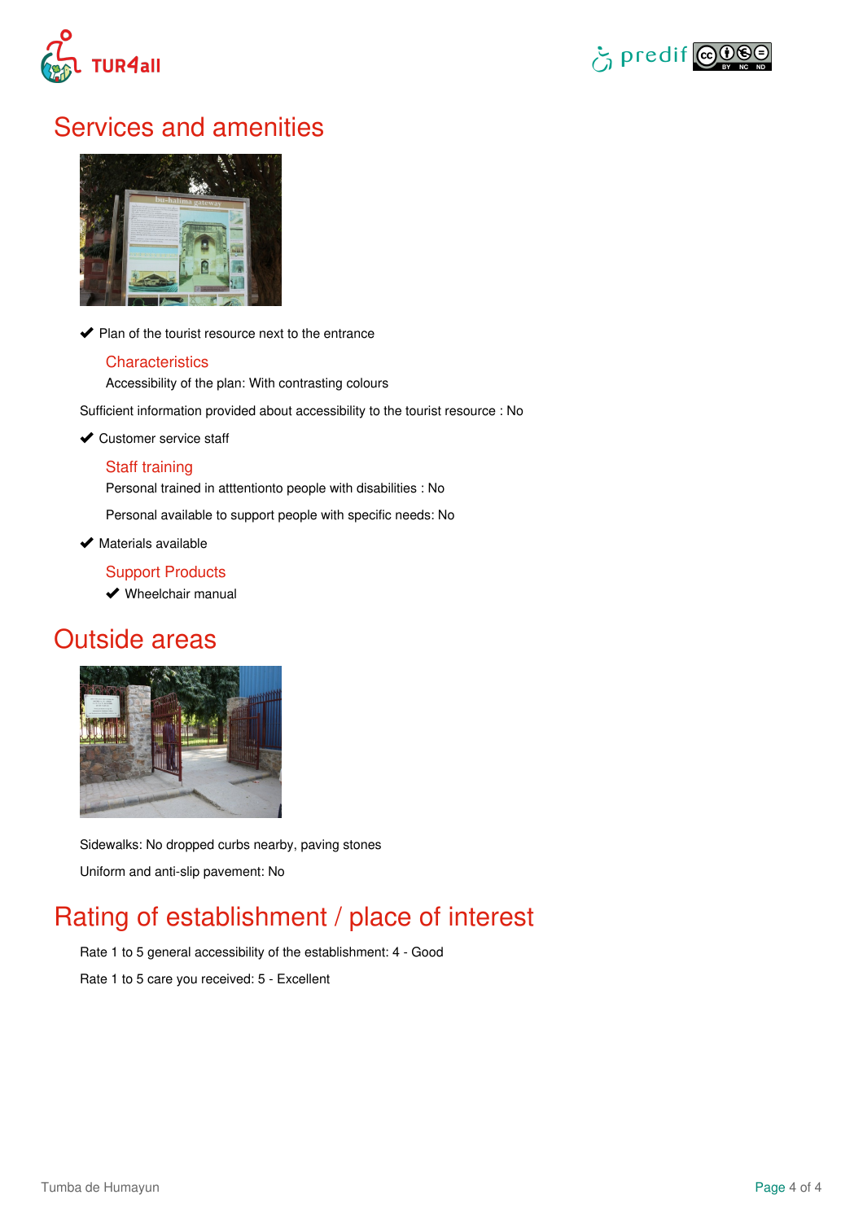# Services and amenities

- ✔ Plan of the tourist resource next to the entrance

### Characteristics

Accessibility of the plan: With contrasting colours

Sufficient information provided about accessibility to the tourist resource : No

- ✔ Customer service staff

### Staff training

Personal trained in atttentionto people with disabilities : No

Personal available to support people with specific needs: No

- ✔ Materials available

### Support Products

- ✔ Wheelchair manual

# Outside areas

Sidewalks: No dropped curbs nearby, paving stones

Uniform and anti-slip pavement: No

# Rating of establishment / place of interest

Rate 1 to 5 general accessibility of the establishment: 4 - Good

Rate 1 to 5 care you received: 5 - Excellent